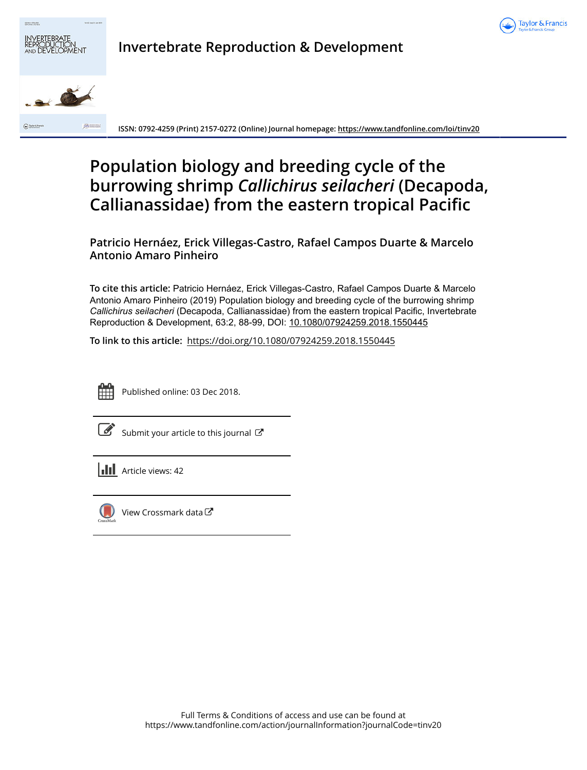# Invertebrate Reproduction & Development

ISSN: 0792-4259 (Print) 2157-0272 (Online) Journal homepage: https://www.tandfonline.com/loi/tinv20

# Population biology and breeding cycle of the burrowing shrimp *Callichirus seilacheri* (Decapoda, Callianassidae) from the eastern tropical Pacific

**Patricio Hernáez, Erick Villegas-Castro, Rafael Campos Duarte & Marcelo Antonio Amaro Pinheiro**

**To cite this article:** Patricio Hernáez, Erick Villegas-Castro, Rafael Campos Duarte & Marcelo Antonio Amaro Pinheiro (2019) Population biology and breeding cycle of the burrowing shrimp *Callichirus seilacheri* (Decapoda, Callianassidae) from the eastern tropical Pacific, Invertebrate Reproduction & Development, 63:2, 88-99, DOI: 10.1080/07924259.2018.1550445

**To link to this article:** https://doi.org/10.1080/07924259.2018.1550445

Published online: 03 Dec 2018.

Submit your article to this journal

Article views: 42

View Crossmark data

Full Terms & Conditions of access and use can be found at https://www.tandfonline.com/action/journalInformation?journalCode=tinv20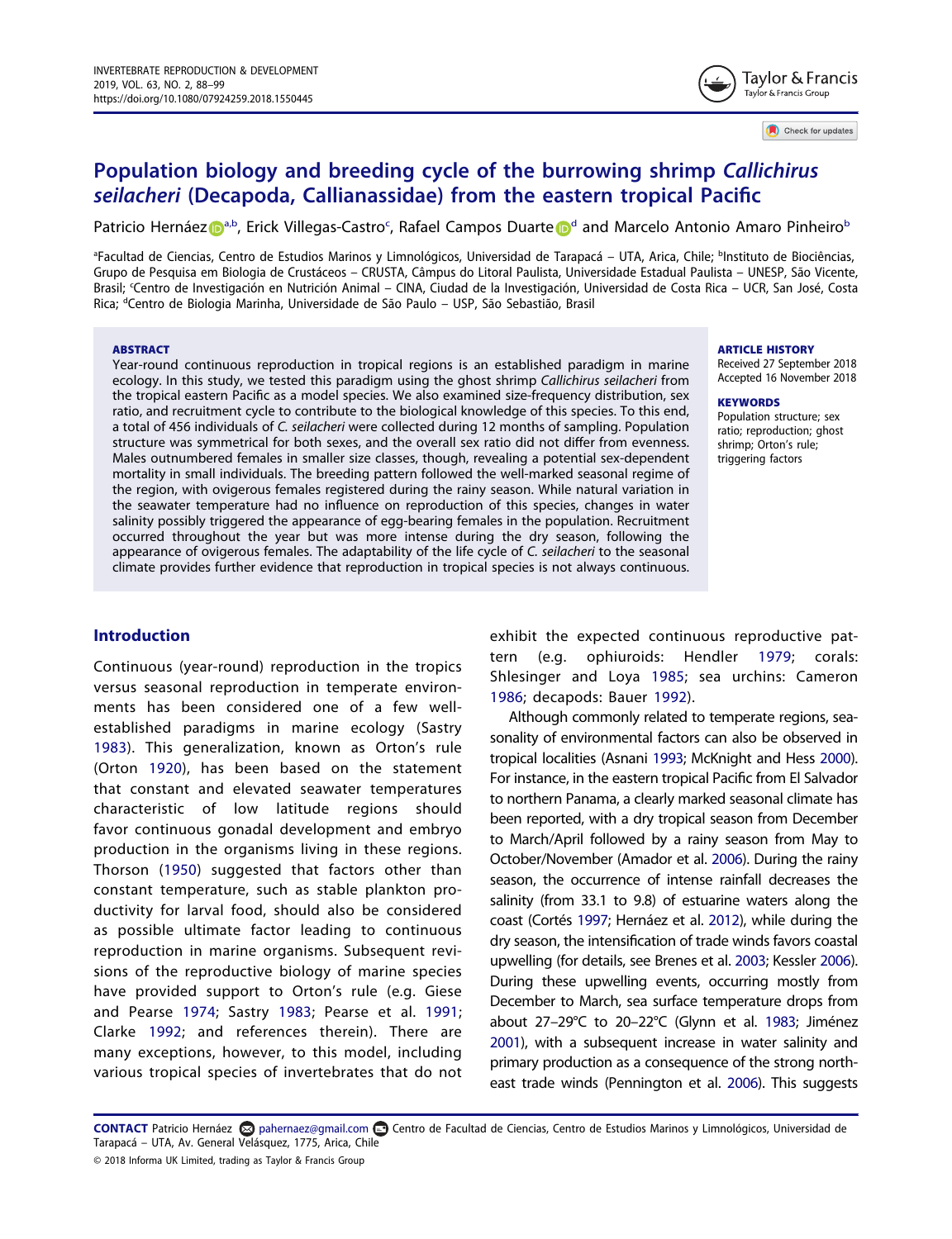# Population biology and breeding cycle of the burrowing shrimp *Callichirus seilacheri* (Decapoda, Callianassidae) from the eastern tropical Pacific

Patricio Hernáez[a,b], Erick Villegas-Castro[c], Rafael Campos Duarte[d] and Marcelo Antonio Amaro Pinheiro[b]

[a]Facultad de Ciencias, Centro de Estudios Marinos y Limnológicos, Universidad de Tarapacá – UTA, Arica, Chile; [b]Instituto de Biociências, Grupo de Pesquisa em Biologia de Crustáceos – CRUSTA, Câmpus do Litoral Paulista, Universidade Estadual Paulista – UNESP, São Vicente, Brasil; [c]Centro de Investigación en Nutrición Animal – CINA, Ciudad de la Investigación, Universidad de Costa Rica – UCR, San José, Costa Rica; [d]Centro de Biologia Marinha, Universidade de São Paulo – USP, São Sebastião, Brasil

**ABSTRACT**

Year-round continuous reproduction in tropical regions is an established paradigm in marine ecology. In this study, we tested this paradigm using the ghost shrimp *Callichirus seilacheri* from the tropical eastern Pacific as a model species. We also examined size-frequency distribution, sex ratio, and recruitment cycle to contribute to the biological knowledge of this species. To this end, a total of 456 individuals of *C. seilacheri* were collected during 12 months of sampling. Population structure was symmetrical for both sexes, and the overall sex ratio did not differ from evenness. Males outnumbered females in smaller size classes, though, revealing a potential sex-dependent mortality in small individuals. The breeding pattern followed the well-marked seasonal regime of the region, with ovigerous females registered during the rainy season. While natural variation in the seawater temperature had no influence on reproduction of this species, changes in water salinity possibly triggered the appearance of egg-bearing females in the population. Recruitment occurred throughout the year but was more intense during the dry season, following the appearance of ovigerous females. The adaptability of the life cycle of *C. seilacheri* to the seasonal climate provides further evidence that reproduction in tropical species is not always continuous.

**ARTICLE HISTORY**
Received 27 September 2018
Accepted 16 November 2018

**KEYWORDS**
Population structure; sex ratio; reproduction; ghost shrimp; Orton's rule; triggering factors

## Introduction

Continuous (year-round) reproduction in the tropics versus seasonal reproduction in temperate environments has been considered one of a few well-established paradigms in marine ecology (Sastry 1983). This generalization, known as Orton's rule (Orton 1920), has been based on the statement that constant and elevated seawater temperatures characteristic of low latitude regions should favor continuous gonadal development and embryo production in the organisms living in these regions. Thorson (1950) suggested that factors other than constant temperature, such as stable plankton productivity for larval food, should also be considered as possible ultimate factor leading to continuous reproduction in marine organisms. Subsequent revisions of the reproductive biology of marine species have provided support to Orton's rule (e.g. Giese and Pearse 1974; Sastry 1983; Pearse et al. 1991; Clarke 1992; and references therein). There are many exceptions, however, to this model, including various tropical species of invertebrates that do not exhibit the expected continuous reproductive pattern (e.g. ophiuroids: Hendler 1979; corals: Shlesinger and Loya 1985; sea urchins: Cameron 1986; decapods: Bauer 1992).

Although commonly related to temperate regions, seasonality of environmental factors can also be observed in tropical localities (Asnani 1993; McKnight and Hess 2000). For instance, in the eastern tropical Pacific from El Salvador to northern Panama, a clearly marked seasonal climate has been reported, with a dry tropical season from December to March/April followed by a rainy season from May to October/November (Amador et al. 2006). During the rainy season, the occurrence of intense rainfall decreases the salinity (from 33.1 to 9.8) of estuarine waters along the coast (Cortés 1997; Hernáez et al. 2012), while during the dry season, the intensification of trade winds favors coastal upwelling (for details, see Brenes et al. 2003; Kessler 2006). During these upwelling events, occurring mostly from December to March, sea surface temperature drops from about 27–29°C to 20–22°C (Glynn et al. 1983; Jiménez 2001), with a subsequent increase in water salinity and primary production as a consequence of the strong northeast trade winds (Pennington et al. 2006). This suggests

**CONTACT** Patricio Hernáez pahernaez@gmail.com Centro de Facultad de Ciencias, Centro de Estudios Marinos y Limnológicos, Universidad de Tarapacá – UTA, Av. General Velásquez, 1775, Arica, Chile

© 2018 Informa UK Limited, trading as Taylor & Francis Group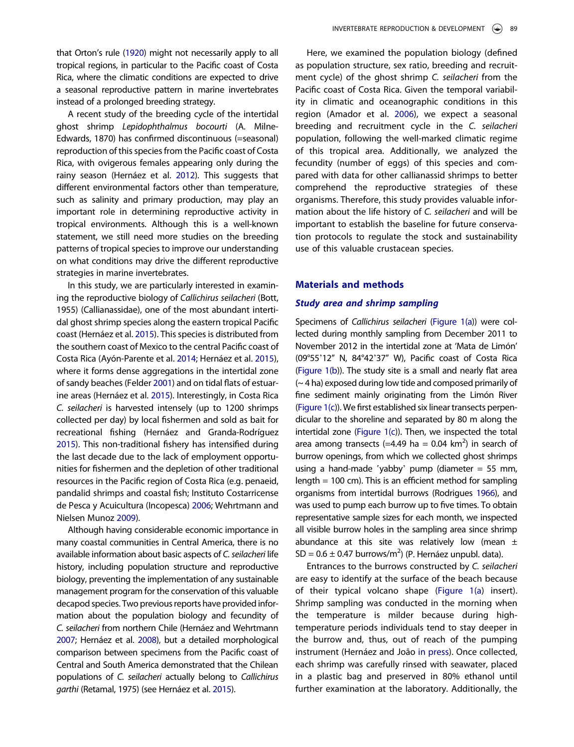that Orton's rule (1920) might not necessarily apply to all tropical regions, in particular to the Pacific coast of Costa Rica, where the climatic conditions are expected to drive a seasonal reproductive pattern in marine invertebrates instead of a prolonged breeding strategy.

A recent study of the breeding cycle of the intertidal ghost shrimp *Lepidophthalmus bocourti* (A. Milne-Edwards, 1870) has confirmed discontinuous (=seasonal) reproduction of this species from the Pacific coast of Costa Rica, with ovigerous females appearing only during the rainy season (Hernáez et al. 2012). This suggests that different environmental factors other than temperature, such as salinity and primary production, may play an important role in determining reproductive activity in tropical environments. Although this is a well-known statement, we still need more studies on the breeding patterns of tropical species to improve our understanding on what conditions may drive the different reproductive strategies in marine invertebrates.

In this study, we are particularly interested in examining the reproductive biology of *Callichirus seilacheri* (Bott, 1955) (Callianassidae), one of the most abundant intertidal ghost shrimp species along the eastern tropical Pacific coast (Hernáez et al. 2015). This species is distributed from the southern coast of Mexico to the central Pacific coast of Costa Rica (Ayón-Parente et al. 2014; Hernáez et al. 2015), where it forms dense aggregations in the intertidal zone of sandy beaches (Felder 2001) and on tidal flats of estuarine areas (Hernáez et al. 2015). Interestingly, in Costa Rica *C. seilacheri* is harvested intensely (up to 1200 shrimps collected per day) by local fishermen and sold as bait for recreational fishing (Hernáez and Granda-Rodríguez 2015). This non-traditional fishery has intensified during the last decade due to the lack of employment opportunities for fishermen and the depletion of other traditional resources in the Pacific region of Costa Rica (e.g. penaeid, pandalid shrimps and coastal fish; Instituto Costarricense de Pesca y Acuicultura (Incopesca) 2006; Wehrtmann and Nielsen Munoz 2009).

Although having considerable economic importance in many coastal communities in Central America, there is no available information about basic aspects of *C. seilacheri* life history, including population structure and reproductive biology, preventing the implementation of any sustainable management program for the conservation of this valuable decapod species. Two previous reports have provided information about the population biology and fecundity of *C. seilacheri* from northern Chile (Hernáez and Wehrtmann 2007; Hernáez et al. 2008), but a detailed morphological comparison between specimens from the Pacific coast of Central and South America demonstrated that the Chilean populations of *C. seilacheri* actually belong to *Callichirus garthi* (Retamal, 1975) (see Hernáez et al. 2015).

Here, we examined the population biology (defined as population structure, sex ratio, breeding and recruitment cycle) of the ghost shrimp *C. seilacheri* from the Pacific coast of Costa Rica. Given the temporal variability in climatic and oceanographic conditions in this region (Amador et al. 2006), we expect a seasonal breeding and recruitment cycle in the *C. seilacheri* population, following the well-marked climatic regime of this tropical area. Additionally, we analyzed the fecundity (number of eggs) of this species and compared with data for other callianassid shrimps to better comprehend the reproductive strategies of these organisms. Therefore, this study provides valuable information about the life history of *C. seilacheri* and will be important to establish the baseline for future conservation protocols to regulate the stock and sustainability use of this valuable crustacean species.

## Materials and methods

### Study area and shrimp sampling

Specimens of *Callichirus seilacheri* (Figure 1(a)) were collected during monthly sampling from December 2011 to November 2012 in the intertidal zone at 'Mata de Limón' (09°55'12" N, 84°42'37" W), Pacific coast of Costa Rica (Figure 1(b)). The study site is a small and nearly flat area (~ 4 ha) exposed during low tide and composed primarily of fine sediment mainly originating from the Limón River (Figure 1(c)). We first established six linear transects perpendicular to the shoreline and separated by 80 m along the intertidal zone (Figure 1(c)). Then, we inspected the total area among transects (=4.49 ha = 0.04 km$^2$) in search of burrow openings, from which we collected ghost shrimps using a hand-made 'yabby' pump (diameter = 55 mm, length = 100 cm). This is an efficient method for sampling organisms from intertidal burrows (Rodrigues 1966), and was used to pump each burrow up to five times. To obtain representative sample sizes for each month, we inspected all visible burrow holes in the sampling area since shrimp abundance at this site was relatively low (mean ± SD = 0.6 ± 0.47 burrows/m$^2$) (P. Hernáez unpubl. data).

Entrances to the burrows constructed by *C. seilacheri* are easy to identify at the surface of the beach because of their typical volcano shape (Figure 1(a) insert). Shrimp sampling was conducted in the morning when the temperature is milder because during high-temperature periods individuals tend to stay deeper in the burrow and, thus, out of reach of the pumping instrument (Hernáez and João in press). Once collected, each shrimp was carefully rinsed with seawater, placed in a plastic bag and preserved in 80% ethanol until further examination at the laboratory. Additionally, the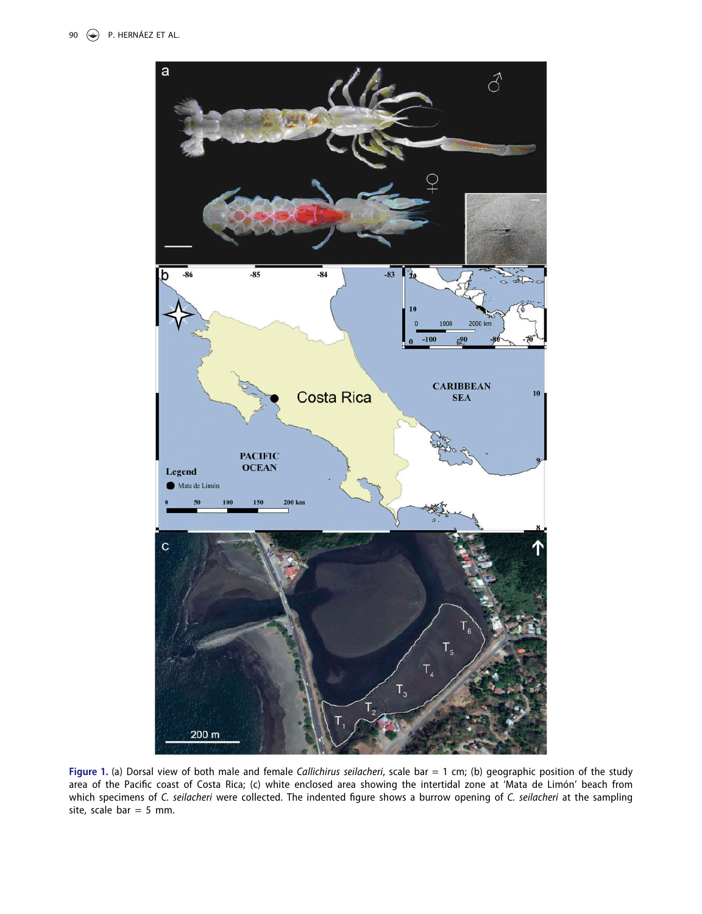Figure 1. (a) Dorsal view of both male and female *Callichirus seilacheri*, scale bar = 1 cm; (b) geographic position of the study area of the Pacific coast of Costa Rica; (c) white enclosed area showing the intertidal zone at 'Mata de Limón' beach from which specimens of *C. seilacheri* were collected. The indented figure shows a burrow opening of *C. seilacheri* at the sampling site, scale bar = 5 mm.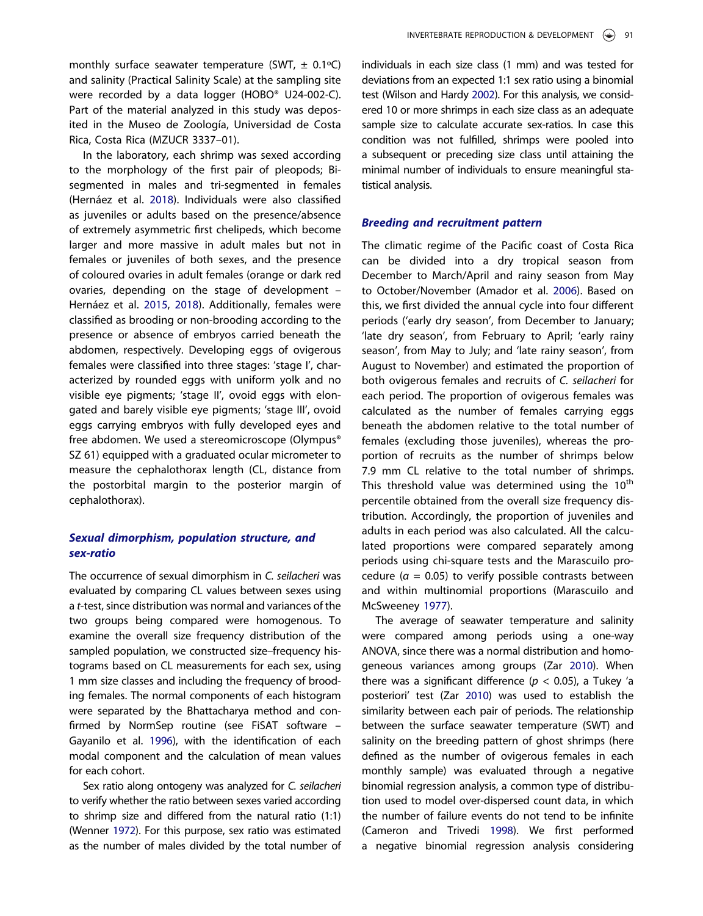monthly surface seawater temperature (SWT, ± 0.1ºC) and salinity (Practical Salinity Scale) at the sampling site were recorded by a data logger (HOBO® U24-002-C). Part of the material analyzed in this study was deposited in the Museo de Zoología, Universidad de Costa Rica, Costa Rica (MZUCR 3337–01).

In the laboratory, each shrimp was sexed according to the morphology of the first pair of pleopods; Bi-segmented in males and tri-segmented in females (Hernáez et al. 2018). Individuals were also classified as juveniles or adults based on the presence/absence of extremely asymmetric first chelipeds, which become larger and more massive in adult males but not in females or juveniles of both sexes, and the presence of coloured ovaries in adult females (orange or dark red ovaries, depending on the stage of development – Hernáez et al. 2015, 2018). Additionally, females were classified as brooding or non-brooding according to the presence or absence of embryos carried beneath the abdomen, respectively. Developing eggs of ovigerous females were classified into three stages: 'stage I', characterized by rounded eggs with uniform yolk and no visible eye pigments; 'stage II', ovoid eggs with elongated and barely visible eye pigments; 'stage III', ovoid eggs carrying embryos with fully developed eyes and free abdomen. We used a stereomicroscope (Olympus® SZ 61) equipped with a graduated ocular micrometer to measure the cephalothorax length (CL, distance from the postorbital margin to the posterior margin of cephalothorax).

### *Sexual dimorphism, population structure, and sex-ratio*

The occurrence of sexual dimorphism in *C. seilacheri* was evaluated by comparing CL values between sexes using a *t*-test, since distribution was normal and variances of the two groups being compared were homogenous. To examine the overall size frequency distribution of the sampled population, we constructed size–frequency histograms based on CL measurements for each sex, using 1 mm size classes and including the frequency of brooding females. The normal components of each histogram were separated by the Bhattacharya method and confirmed by NormSep routine (see FiSAT software – Gayanilo et al. 1996), with the identification of each modal component and the calculation of mean values for each cohort.

Sex ratio along ontogeny was analyzed for *C. seilacheri* to verify whether the ratio between sexes varied according to shrimp size and differed from the natural ratio (1:1) (Wenner 1972). For this purpose, sex ratio was estimated as the number of males divided by the total number of individuals in each size class (1 mm) and was tested for deviations from an expected 1:1 sex ratio using a binomial test (Wilson and Hardy 2002). For this analysis, we considered 10 or more shrimps in each size class as an adequate sample size to calculate accurate sex-ratios. In case this condition was not fulfilled, shrimps were pooled into a subsequent or preceding size class until attaining the minimal number of individuals to ensure meaningful statistical analysis.

### *Breeding and recruitment pattern*

The climatic regime of the Pacific coast of Costa Rica can be divided into a dry tropical season from December to March/April and rainy season from May to October/November (Amador et al. 2006). Based on this, we first divided the annual cycle into four different periods ('early dry season', from December to January; 'late dry season', from February to April; 'early rainy season', from May to July; and 'late rainy season', from August to November) and estimated the proportion of both ovigerous females and recruits of *C. seilacheri* for each period. The proportion of ovigerous females was calculated as the number of females carrying eggs beneath the abdomen relative to the total number of females (excluding those juveniles), whereas the proportion of recruits as the number of shrimps below 7.9 mm CL relative to the total number of shrimps. This threshold value was determined using the $10^{th}$ percentile obtained from the overall size frequency distribution. Accordingly, the proportion of juveniles and adults in each period was also calculated. All the calculated proportions were compared separately among periods using chi-square tests and the Marascuilo procedure ($\alpha$ = 0.05) to verify possible contrasts between and within multinomial proportions (Marascuilo and McSweeney 1977).

The average of seawater temperature and salinity were compared among periods using a one-way ANOVA, since there was a normal distribution and homogeneous variances among groups (Zar 2010). When there was a significant difference ($p$ < 0.05), a Tukey 'a posteriori' test (Zar 2010) was used to establish the similarity between each pair of periods. The relationship between the surface seawater temperature (SWT) and salinity on the breeding pattern of ghost shrimps (here defined as the number of ovigerous females in each monthly sample) was evaluated through a negative binomial regression analysis, a common type of distribution used to model over-dispersed count data, in which the number of failure events do not tend to be infinite (Cameron and Trivedi 1998). We first performed a negative binomial regression analysis considering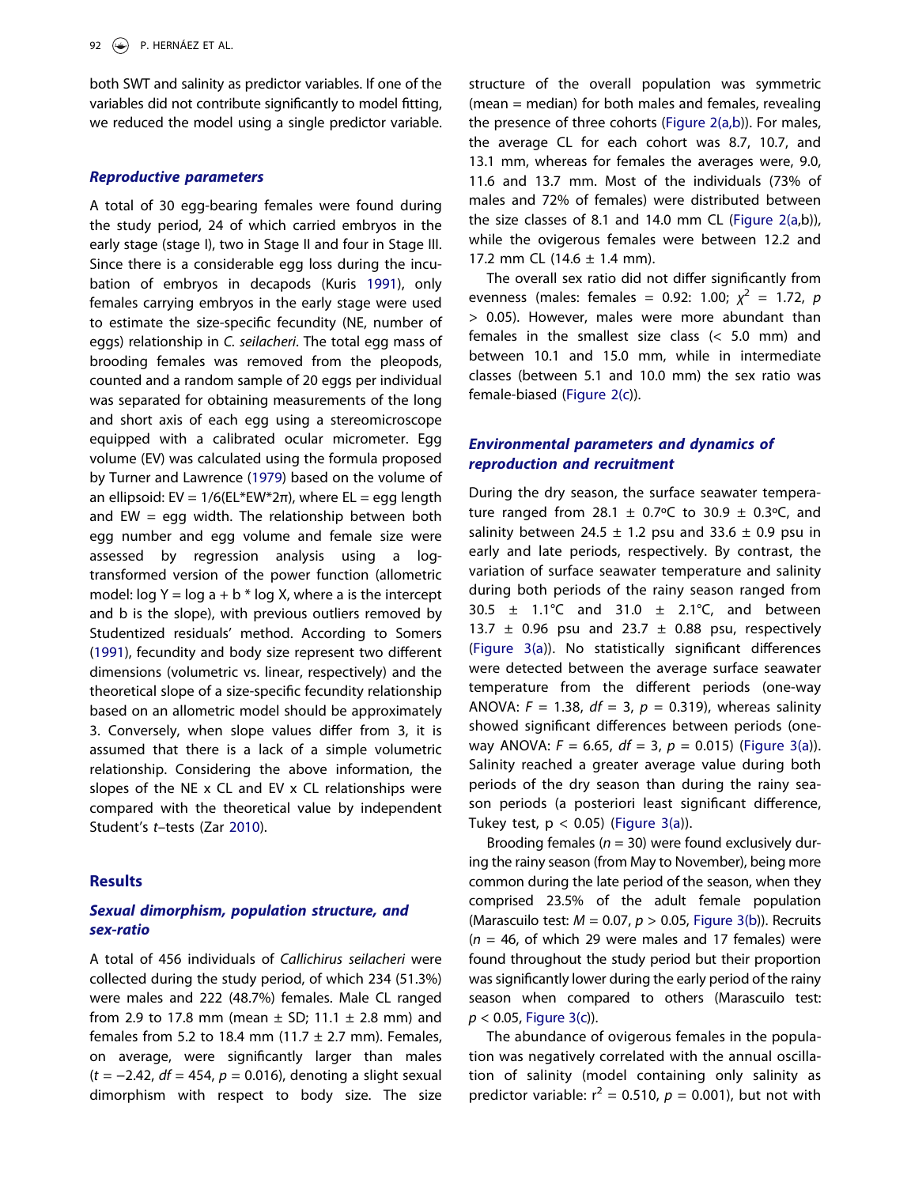both SWT and salinity as predictor variables. If one of the variables did not contribute significantly to model fitting, we reduced the model using a single predictor variable.

### Reproductive parameters

A total of 30 egg-bearing females were found during the study period, 24 of which carried embryos in the early stage (stage I), two in Stage II and four in Stage III. Since there is a considerable egg loss during the incubation of embryos in decapods (Kuris 1991), only females carrying embryos in the early stage were used to estimate the size-specific fecundity (NE, number of eggs) relationship in *C. seilacheri*. The total egg mass of brooding females was removed from the pleopods, counted and a random sample of 20 eggs per individual was separated for obtaining measurements of the long and short axis of each egg using a stereomicroscope equipped with a calibrated ocular micrometer. Egg volume (EV) was calculated using the formula proposed by Turner and Lawrence (1979) based on the volume of an ellipsoid: $EV = 1/6(EL*EW*2\pi)$, where EL = egg length and EW = egg width. The relationship between both egg number and egg volume and female size were assessed by regression analysis using a log-transformed version of the power function (allometric model: $\log Y = \log a + b * \log X$, where a is the intercept and b is the slope), with previous outliers removed by Studentized residuals' method. According to Somers (1991), fecundity and body size represent two different dimensions (volumetric vs. linear, respectively) and the theoretical slope of a size-specific fecundity relationship based on an allometric model should be approximately 3. Conversely, when slope values differ from 3, it is assumed that there is a lack of a simple volumetric relationship. Considering the above information, the slopes of the NE x CL and EV x CL relationships were compared with the theoretical value by independent Student's *t*–tests (Zar 2010).

## Results

### Sexual dimorphism, population structure, and sex-ratio

A total of 456 individuals of *Callichirus seilacheri* were collected during the study period, of which 234 (51.3%) were males and 222 (48.7%) females. Male CL ranged from 2.9 to 17.8 mm (mean ± SD; 11.1 ± 2.8 mm) and females from 5.2 to 18.4 mm (11.7 ± 2.7 mm). Females, on average, were significantly larger than males ($t = -2.42$, $df = 454$, $p = 0.016$), denoting a slight sexual dimorphism with respect to body size. The size structure of the overall population was symmetric (mean = median) for both males and females, revealing the presence of three cohorts (Figure 2(a,b)). For males, the average CL for each cohort was 8.7, 10.7, and 13.1 mm, whereas for females the averages were, 9.0, 11.6 and 13.7 mm. Most of the individuals (73% of males and 72% of females) were distributed between the size classes of 8.1 and 14.0 mm CL (Figure 2(a,b)), while the ovigerous females were between 12.2 and 17.2 mm CL (14.6 ± 1.4 mm).

The overall sex ratio did not differ significantly from evenness (males: females = 0.92: 1.00; $\chi^2 = 1.72$, $p > 0.05$). However, males were more abundant than females in the smallest size class (< 5.0 mm) and between 10.1 and 15.0 mm, while in intermediate classes (between 5.1 and 10.0 mm) the sex ratio was female-biased (Figure 2(c)).

### Environmental parameters and dynamics of reproduction and recruitment

During the dry season, the surface seawater temperature ranged from 28.1 ± 0.7ºC to 30.9 ± 0.3ºC, and salinity between 24.5 ± 1.2 psu and 33.6 ± 0.9 psu in early and late periods, respectively. By contrast, the variation of surface seawater temperature and salinity during both periods of the rainy season ranged from 30.5 ± 1.1°C and 31.0 ± 2.1°C, and between 13.7 ± 0.96 psu and 23.7 ± 0.88 psu, respectively (Figure 3(a)). No statistically significant differences were detected between the average surface seawater temperature from the different periods (one-way ANOVA: $F = 1.38$, $df = 3$, $p = 0.319$), whereas salinity showed significant differences between periods (one-way ANOVA: $F = 6.65$, $df = 3$, $p = 0.015$) (Figure 3(a)). Salinity reached a greater average value during both periods of the dry season than during the rainy season periods (a posteriori least significant difference, Tukey test, $p < 0.05$) (Figure 3(a)).

Brooding females ($n = 30$) were found exclusively during the rainy season (from May to November), being more common during the late period of the season, when they comprised 23.5% of the adult female population (Marascuilo test: $M = 0.07$, $p > 0.05$, Figure 3(b)). Recruits ($n = 46$, of which 29 were males and 17 females) were found throughout the study period but their proportion was significantly lower during the early period of the rainy season when compared to others (Marascuilo test: $p < 0.05$, Figure 3(c)).

The abundance of ovigerous females in the population was negatively correlated with the annual oscillation of salinity (model containing only salinity as predictor variable: $r^2 = 0.510$, $p = 0.001$), but not with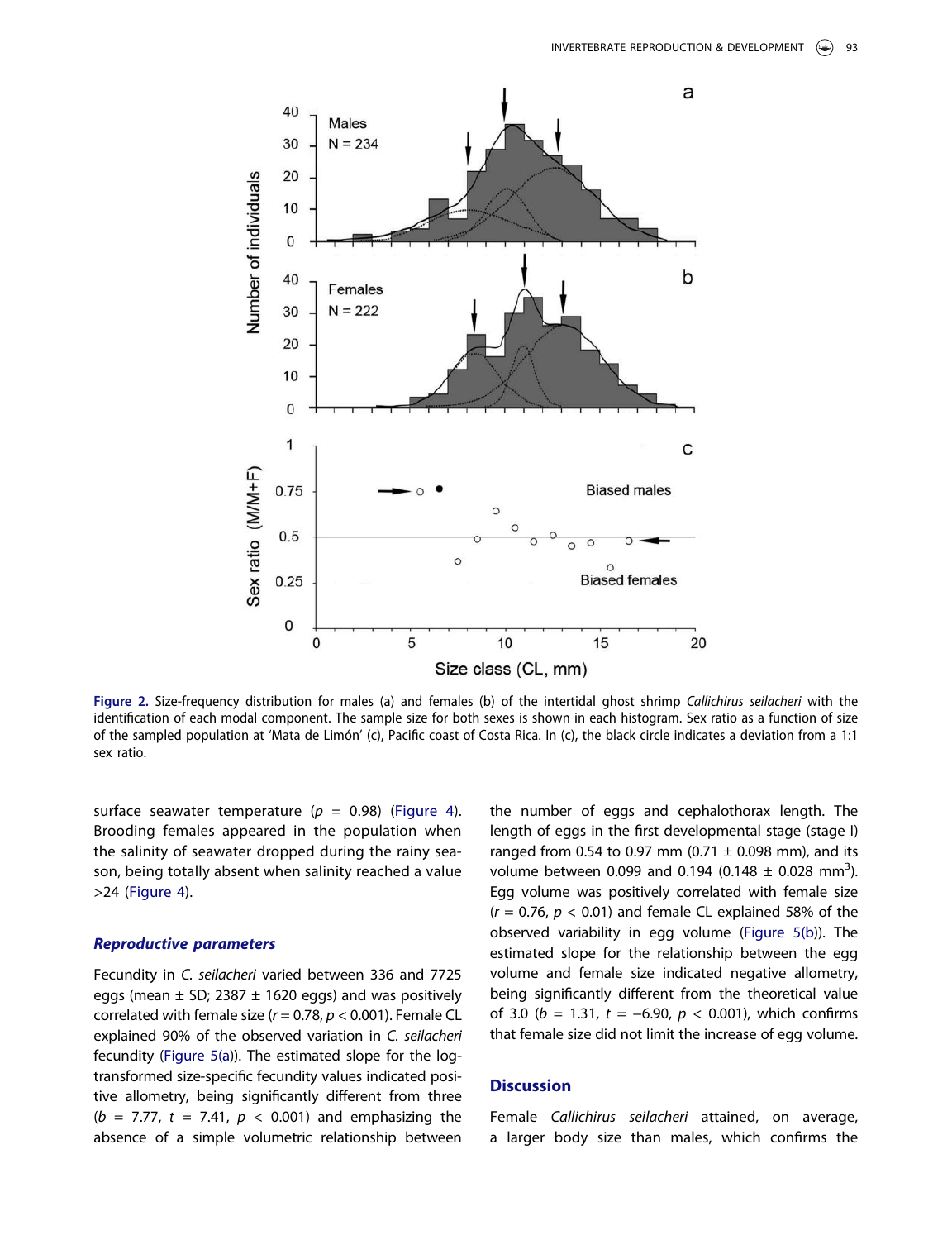Figure 2. Size-frequency distribution for males (a) and females (b) of the intertidal ghost shrimp *Callichirus seilacheri* with the identification of each modal component. The sample size for both sexes is shown in each histogram. Sex ratio as a function of size of the sampled population at 'Mata de Limón' (c), Pacific coast of Costa Rica. In (c), the black circle indicates a deviation from a 1:1 sex ratio.

surface seawater temperature ($p$ = 0.98) (Figure 4). Brooding females appeared in the population when the salinity of seawater dropped during the rainy season, being totally absent when salinity reached a value >24 (Figure 4).

### Reproductive parameters

Fecundity in *C. seilacheri* varied between 336 and 7725 eggs (mean ± SD; 2387 ± 1620 eggs) and was positively correlated with female size ($r = 0.78$, $p < 0.001$). Female CL explained 90% of the observed variation in *C. seilacheri* fecundity (Figure 5(a)). The estimated slope for the log-transformed size-specific fecundity values indicated positive allometry, being significantly different from three ($b$ = 7.77, $t$ = 7.41, $p$ < 0.001) and emphasizing the absence of a simple volumetric relationship between the number of eggs and cephalothorax length. The length of eggs in the first developmental stage (stage I) ranged from 0.54 to 0.97 mm (0.71 ± 0.098 mm), and its volume between 0.099 and 0.194 (0.148 ± 0.028 $mm^3$). Egg volume was positively correlated with female size ($r = 0.76$, $p < 0.01$) and female CL explained 58% of the observed variability in egg volume (Figure 5(b)). The estimated slope for the relationship between the egg volume and female size indicated negative allometry, being significantly different from the theoretical value of 3.0 ($b$ = 1.31, $t$ = −6.90, $p$ < 0.001), which confirms that female size did not limit the increase of egg volume.

## Discussion

Female *Callichirus seilacheri* attained, on average, a larger body size than males, which confirms the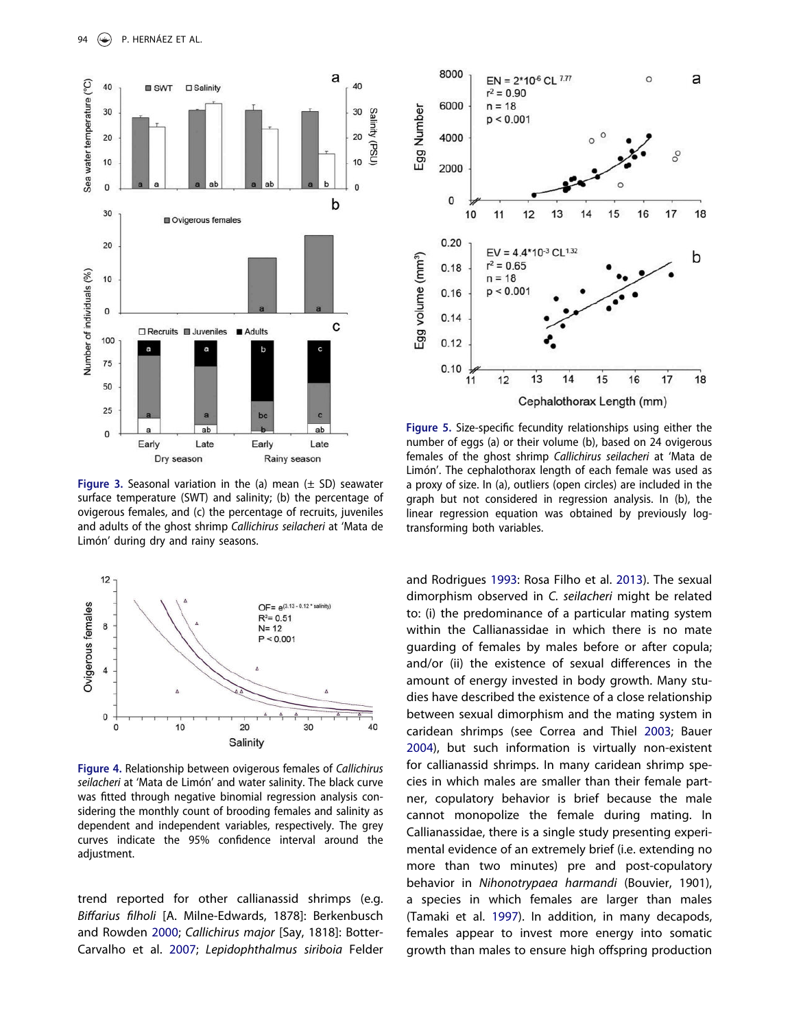Figure 3. Seasonal variation in the (a) mean (± SD) seawater surface temperature (SWT) and salinity; (b) the percentage of ovigerous females, and (c) the percentage of recruits, juveniles and adults of the ghost shrimp *Callichirus seilacheri* at 'Mata de Limón' during dry and rainy seasons.

Figure 4. Relationship between ovigerous females of *Callichirus seilacheri* at 'Mata de Limón' and water salinity. The black curve was fitted through negative binomial regression analysis considering the monthly count of brooding females and salinity as dependent and independent variables, respectively. The grey curves indicate the 95% confidence interval around the adjustment.

Figure 5. Size-specific fecundity relationships using either the number of eggs (a) or their volume (b), based on 24 ovigerous females of the ghost shrimp *Callichirus seilacheri* at 'Mata de Limón'. The cephalothorax length of each female was used as a proxy of size. In (a), outliers (open circles) are included in the graph but not considered in regression analysis. In (b), the linear regression equation was obtained by previously log-transforming both variables.

trend reported for other callianassid shrimps (e.g. *Biffarius filholi* [A. Milne-Edwards, 1878]: Berkenbusch and Rowden 2000; *Callichirus major* [Say, 1818]: Botter-Carvalho et al. 2007; *Lepidophthalmus siriboia* Felder and Rodrigues 1993: Rosa Filho et al. 2013). The sexual dimorphism observed in *C. seilacheri* might be related to: (i) the predominance of a particular mating system within the Callianassidae in which there is no mate guarding of females by males before or after copula; and/or (ii) the existence of sexual differences in the amount of energy invested in body growth. Many studies have described the existence of a close relationship between sexual dimorphism and the mating system in caridean shrimps (see Correa and Thiel 2003; Bauer 2004), but such information is virtually non-existent for callianassid shrimps. In many caridean shrimp species in which males are smaller than their female partner, copulatory behavior is brief because the male cannot monopolize the female during mating. In Callianassidae, there is a single study presenting experimental evidence of an extremely brief (i.e. extending no more than two minutes) pre and post-copulatory behavior in *Nihonotrypaea harmandi* (Bouvier, 1901), a species in which females are larger than males (Tamaki et al. 1997). In addition, in many decapods, females appear to invest more energy into somatic growth than males to ensure high offspring production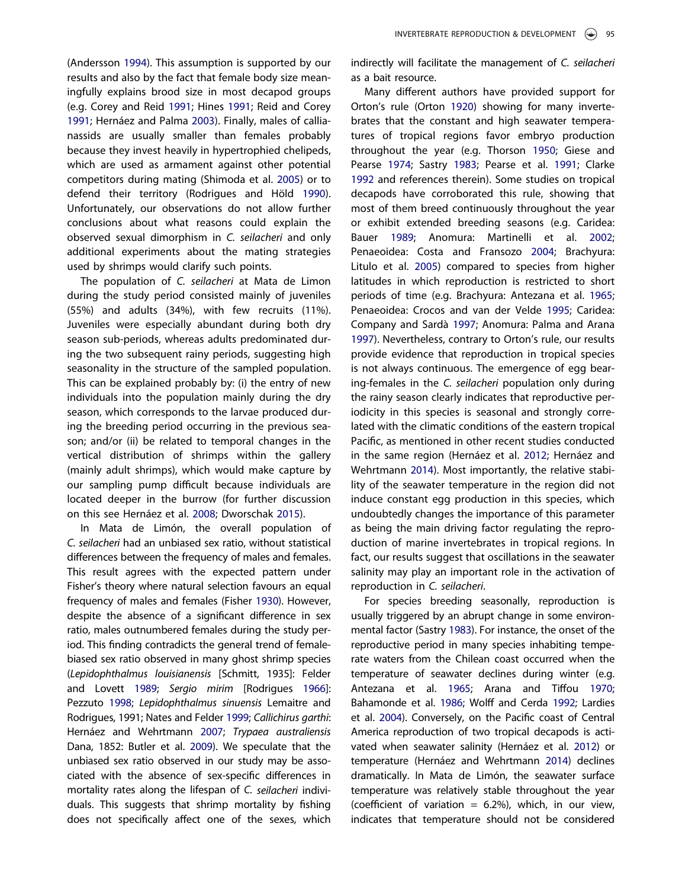(Andersson 1994). This assumption is supported by our results and also by the fact that female body size meaningfully explains brood size in most decapod groups (e.g. Corey and Reid 1991; Hines 1991; Reid and Corey 1991; Hernáez and Palma 2003). Finally, males of callianassids are usually smaller than females probably because they invest heavily in hypertrophied chelipeds, which are used as armament against other potential competitors during mating (Shimoda et al. 2005) or to defend their territory (Rodrigues and Höld 1990). Unfortunately, our observations do not allow further conclusions about what reasons could explain the observed sexual dimorphism in *C. seilacheri* and only additional experiments about the mating strategies used by shrimps would clarify such points.

The population of *C. seilacheri* at Mata de Limon during the study period consisted mainly of juveniles (55%) and adults (34%), with few recruits (11%). Juveniles were especially abundant during both dry season sub-periods, whereas adults predominated during the two subsequent rainy periods, suggesting high seasonality in the structure of the sampled population. This can be explained probably by: (i) the entry of new individuals into the population mainly during the dry season, which corresponds to the larvae produced during the breeding period occurring in the previous season; and/or (ii) be related to temporal changes in the vertical distribution of shrimps within the gallery (mainly adult shrimps), which would make capture by our sampling pump difficult because individuals are located deeper in the burrow (for further discussion on this see Hernáez et al. 2008; Dworschak 2015).

In Mata de Limón, the overall population of *C. seilacheri* had an unbiased sex ratio, without statistical differences between the frequency of males and females. This result agrees with the expected pattern under Fisher's theory where natural selection favours an equal frequency of males and females (Fisher 1930). However, despite the absence of a significant difference in sex ratio, males outnumbered females during the study period. This finding contradicts the general trend of female-biased sex ratio observed in many ghost shrimp species (*Lepidophthalmus louisianensis* [Schmitt, 1935]: Felder and Lovett 1989; *Sergio mirim* [Rodrigues 1966]: Pezzuto 1998; *Lepidophthalmus sinuensis* Lemaitre and Rodrigues, 1991; Nates and Felder 1999; *Callichirus garthi*: Hernáez and Wehrtmann 2007; *Trypaea australiensis* Dana, 1852: Butler et al. 2009). We speculate that the unbiased sex ratio observed in our study may be associated with the absence of sex-specific differences in mortality rates along the lifespan of *C. seilacheri* individuals. This suggests that shrimp mortality by fishing does not specifically affect one of the sexes, which indirectly will facilitate the management of *C. seilacheri* as a bait resource.

Many different authors have provided support for Orton's rule (Orton 1920) showing for many invertebrates that the constant and high seawater temperatures of tropical regions favor embryo production throughout the year (e.g. Thorson 1950; Giese and Pearse 1974; Sastry 1983; Pearse et al. 1991; Clarke 1992 and references therein). Some studies on tropical decapods have corroborated this rule, showing that most of them breed continuously throughout the year or exhibit extended breeding seasons (e.g. Caridea: Bauer 1989; Anomura: Martinelli et al. 2002; Penaeoidea: Costa and Fransozo 2004; Brachyura: Litulo et al. 2005) compared to species from higher latitudes in which reproduction is restricted to short periods of time (e.g. Brachyura: Antezana et al. 1965; Penaeoidea: Crocos and van der Velde 1995; Caridea: Company and Sardà 1997; Anomura: Palma and Arana 1997). Nevertheless, contrary to Orton's rule, our results provide evidence that reproduction in tropical species is not always continuous. The emergence of egg bearing-females in the *C. seilacheri* population only during the rainy season clearly indicates that reproductive periodicity in this species is seasonal and strongly correlated with the climatic conditions of the eastern tropical Pacific, as mentioned in other recent studies conducted in the same region (Hernáez et al. 2012; Hernáez and Wehrtmann 2014). Most importantly, the relative stability of the seawater temperature in the region did not induce constant egg production in this species, which undoubtedly changes the importance of this parameter as being the main driving factor regulating the reproduction of marine invertebrates in tropical regions. In fact, our results suggest that oscillations in the seawater salinity may play an important role in the activation of reproduction in *C. seilacheri*.

For species breeding seasonally, reproduction is usually triggered by an abrupt change in some environmental factor (Sastry 1983). For instance, the onset of the reproductive period in many species inhabiting temperate waters from the Chilean coast occurred when the temperature of seawater declines during winter (e.g. Antezana et al. 1965; Arana and Tiffou 1970; Bahamonde et al. 1986; Wolff and Cerda 1992; Lardies et al. 2004). Conversely, on the Pacific coast of Central America reproduction of two tropical decapods is activated when seawater salinity (Hernáez et al. 2012) or temperature (Hernáez and Wehrtmann 2014) declines dramatically. In Mata de Limón, the seawater surface temperature was relatively stable throughout the year (coefficient of variation = 6.2%), which, in our view, indicates that temperature should not be considered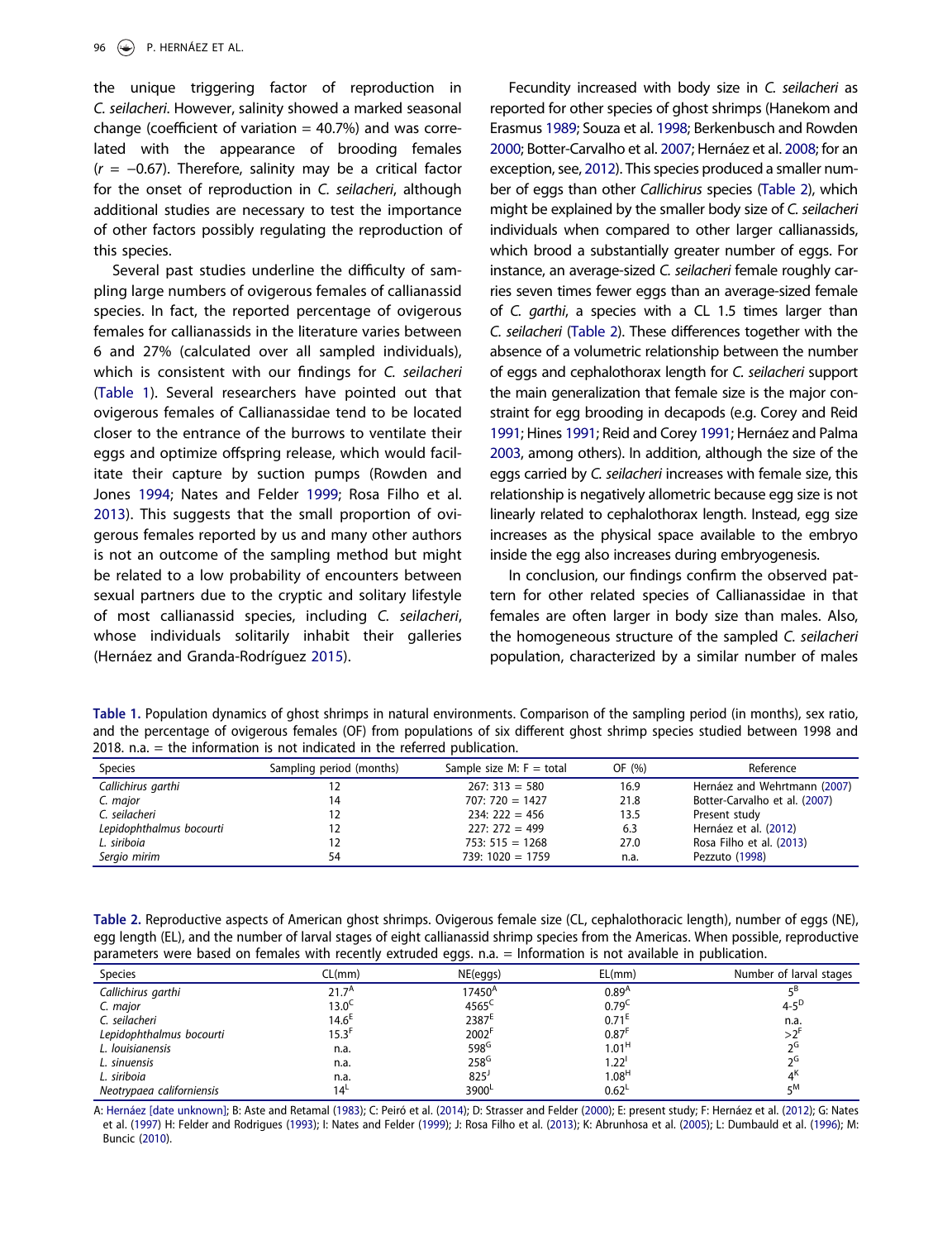the unique triggering factor of reproduction in *C. seilacheri*. However, salinity showed a marked seasonal change (coefficient of variation = 40.7%) and was correlated with the appearance of brooding females ($r = -0.67$). Therefore, salinity may be a critical factor for the onset of reproduction in *C. seilacheri*, although additional studies are necessary to test the importance of other factors possibly regulating the reproduction of this species.

Several past studies underline the difficulty of sampling large numbers of ovigerous females of callianassid species. In fact, the reported percentage of ovigerous females for callianassids in the literature varies between 6 and 27% (calculated over all sampled individuals), which is consistent with our findings for *C. seilacheri* (Table 1). Several researchers have pointed out that ovigerous females of Callianassidae tend to be located closer to the entrance of the burrows to ventilate their eggs and optimize offspring release, which would facilitate their capture by suction pumps (Rowden and Jones 1994; Nates and Felder 1999; Rosa Filho et al. 2013). This suggests that the small proportion of ovigerous females reported by us and many other authors is not an outcome of the sampling method but might be related to a low probability of encounters between sexual partners due to the cryptic and solitary lifestyle of most callianassid species, including *C. seilacheri*, whose individuals solitarily inhabit their galleries (Hernáez and Granda-Rodríguez 2015).

Fecundity increased with body size in *C. seilacheri* as reported for other species of ghost shrimps (Hanekom and Erasmus 1989; Souza et al. 1998; Berkenbusch and Rowden 2000; Botter-Carvalho et al. 2007; Hernáez et al. 2008; for an exception, see, 2012). This species produced a smaller number of eggs than other *Callichirus* species (Table 2), which might be explained by the smaller body size of *C. seilacheri* individuals when compared to other larger callianassids, which brood a substantially greater number of eggs. For instance, an average-sized *C. seilacheri* female roughly carries seven times fewer eggs than an average-sized female of *C. garthi*, a species with a CL 1.5 times larger than *C. seilacheri* (Table 2). These differences together with the absence of a volumetric relationship between the number of eggs and cephalothorax length for *C. seilacheri* support the main generalization that female size is the major constraint for egg brooding in decapods (e.g. Corey and Reid 1991; Hines 1991; Reid and Corey 1991; Hernáez and Palma 2003, among others). In addition, although the size of the eggs carried by *C. seilacheri* increases with female size, this relationship is negatively allometric because egg size is not linearly related to cephalothorax length. Instead, egg size increases as the physical space available to the embryo inside the egg also increases during embryogenesis.

In conclusion, our findings confirm the observed pattern for other related species of Callianassidae in that females are often larger in body size than males. Also, the homogeneous structure of the sampled *C. seilacheri* population, characterized by a similar number of males

**Table 1.** Population dynamics of ghost shrimps in natural environments. Comparison of the sampling period (in months), sex ratio, and the percentage of ovigerous females (OF) from populations of six different ghost shrimp species studied between 1998 and 2018. n.a. = the information is not indicated in the referred publication.

| Species | Sampling period (months) | Sample size M: F = total | OF (%) | Reference |
|---|---|---|---|---|
| *Callichirus garthi* | 12 | 267: 313 = 580 | 16.9 | Hernáez and Wehrtmann (2007) |
| *C. major* | 14 | 707: 720 = 1427 | 21.8 | Botter-Carvalho et al. (2007) |
| *C. seilacheri* | 12 | 234: 222 = 456 | 13.5 | Present study |
| *Lepidophthalmus bocourti* | 12 | 227: 272 = 499 | 6.3 | Hernáez et al. (2012) |
| *L. siriboia* | 12 | 753: 515 = 1268 | 27.0 | Rosa Filho et al. (2013) |
| *Sergio mirim* | 54 | 739: 1020 = 1759 | n.a. | Pezzuto (1998) |

**Table 2.** Reproductive aspects of American ghost shrimps. Ovigerous female size (CL, cephalothoracic length), number of eggs (NE), egg length (EL), and the number of larval stages of eight callianassid shrimp species from the Americas. When possible, reproductive parameters were based on females with recently extruded eggs. n.a. = Information is not available in publication.

| Species | CL(mm) | NE(eggs) | EL(mm) | Number of larval stages |
|---|---|---|---|---|
| *Callichirus garthi* | 21.7[A] | 17450[A] | 0.89[A] | 5[B] |
| *C. major* | 13.0[C] | 4565[C] | 0.79[C] | 4-5[D] |
| *C. seilacheri* | 14.6[E] | 2387[E] | 0.71[E] | n.a. |
| *Lepidophthalmus bocourti* | 15.3[F] | 2002[F] | 0.87[F] | >2[F] |
| *L. louisianensis* | n.a. | 598[G] | 1.01[H] | 2[G] |
| *L. sinuensis* | n.a. | 258[G] | 1.22[I] | 2[G] |
| *L. siriboia* | n.a. | 825[J] | 1.08[H] | 4[K] |
| *Neotrypaea californiensis* | 14[L] | 3900[L] | 0.62[L] | 5[M] |

A: Hernáez [date unknown]; B: Aste and Retamal (1983); C: Peiró et al. (2014); D: Strasser and Felder (2000); E: present study; F: Hernáez et al. (2012); G: Nates et al. (1997) H: Felder and Rodrigues (1993); I: Nates and Felder (1999); J: Rosa Filho et al. (2013); K: Abrunhosa et al. (2005); L: Dumbauld et al. (1996); M: Buncic (2010).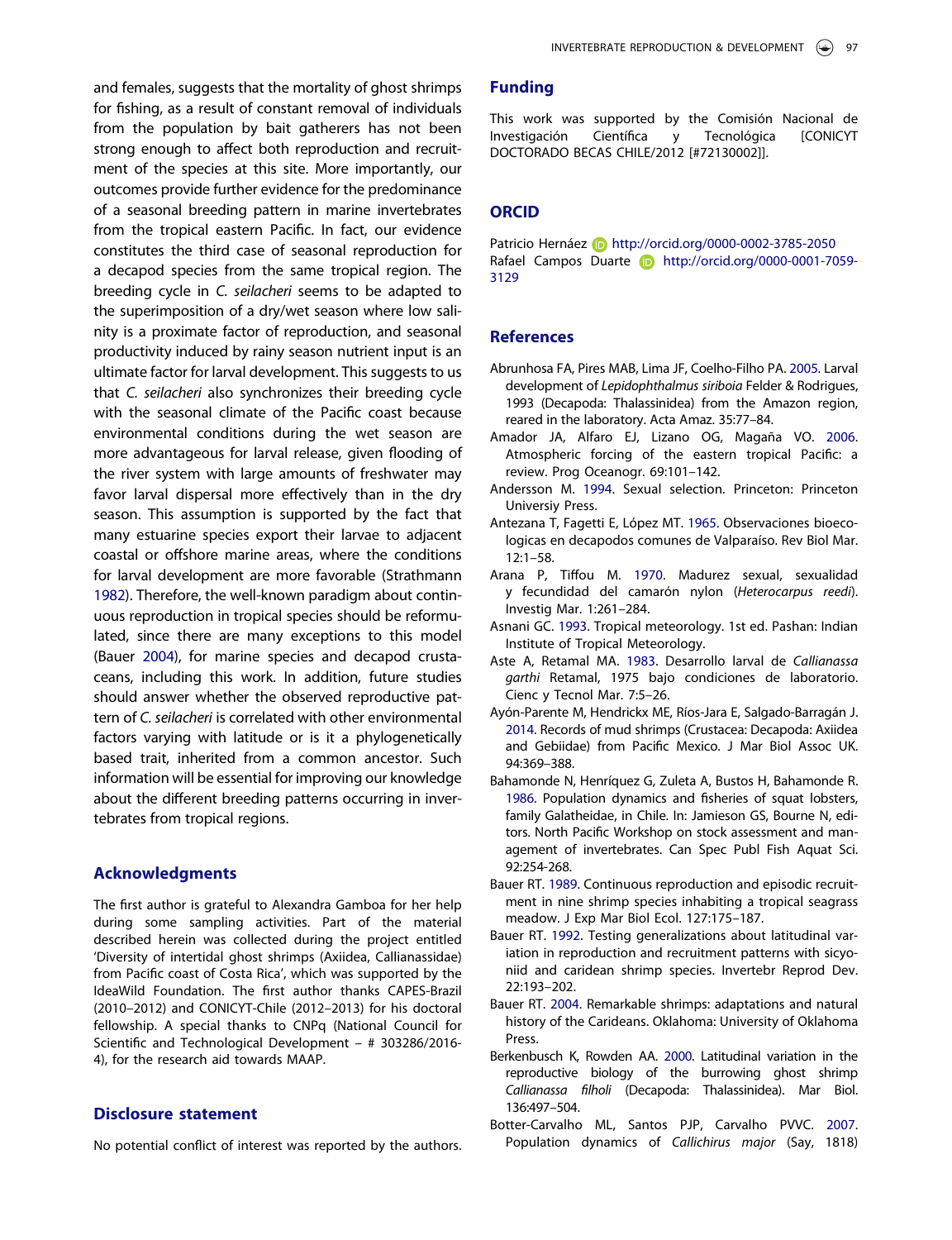and females, suggests that the mortality of ghost shrimps for fishing, as a result of constant removal of individuals from the population by bait gatherers has not been strong enough to affect both reproduction and recruitment of the species at this site. More importantly, our outcomes provide further evidence for the predominance of a seasonal breeding pattern in marine invertebrates from the tropical eastern Pacific. In fact, our evidence constitutes the third case of seasonal reproduction for a decapod species from the same tropical region. The breeding cycle in *C. seilacheri* seems to be adapted to the superimposition of a dry/wet season where low salinity is a proximate factor of reproduction, and seasonal productivity induced by rainy season nutrient input is an ultimate factor for larval development. This suggests to us that *C. seilacheri* also synchronizes their breeding cycle with the seasonal climate of the Pacific coast because environmental conditions during the wet season are more advantageous for larval release, given flooding of the river system with large amounts of freshwater may favor larval dispersal more effectively than in the dry season. This assumption is supported by the fact that many estuarine species export their larvae to adjacent coastal or offshore marine areas, where the conditions for larval development are more favorable (Strathmann 1982). Therefore, the well-known paradigm about continuous reproduction in tropical species should be reformulated, since there are many exceptions to this model (Bauer 2004), for marine species and decapod crustaceans, including this work. In addition, future studies should answer whether the observed reproductive pattern of *C. seilacheri* is correlated with other environmental factors varying with latitude or is it a phylogenetically based trait, inherited from a common ancestor. Such information will be essential for improving our knowledge about the different breeding patterns occurring in invertebrates from tropical regions.

## Acknowledgments

The first author is grateful to Alexandra Gamboa for her help during some sampling activities. Part of the material described herein was collected during the project entitled 'Diversity of intertidal ghost shrimps (Axiidea, Callianassidae) from Pacific coast of Costa Rica', which was supported by the IdeaWild Foundation. The first author thanks CAPES-Brazil (2010–2012) and CONICYT-Chile (2012–2013) for his doctoral fellowship. A special thanks to CNPq (National Council for Scientific and Technological Development – # 303286/2016-4), for the research aid towards MAAP.

## Disclosure statement

No potential conflict of interest was reported by the authors.

## Funding

This work was supported by the Comisión Nacional de Investigación Científica y Tecnológica [CONICYT DOCTORADO BECAS CHILE/2012 [#72130002]].

## ORCID

Patricio Hernáez http://orcid.org/0000-0002-3785-2050
Rafael Campos Duarte http://orcid.org/0000-0001-7059-3129

## References

Abrunhosa FA, Pires MAB, Lima JF, Coelho-Filho PA. 2005. Larval development of *Lepidophthalmus siriboia* Felder & Rodrigues, 1993 (Decapoda: Thalassinidea) from the Amazon region, reared in the laboratory. Acta Amaz. 35:77–84.

Amador JA, Alfaro EJ, Lizano OG, Magaña VO. 2006. Atmospheric forcing of the eastern tropical Pacific: a review. Prog Oceanogr. 69:101–142.

Andersson M. 1994. Sexual selection. Princeton: Princeton Universiy Press.

Antezana T, Fagetti E, López MT. 1965. Observaciones bioecologicas en decapodos comunes de Valparaíso. Rev Biol Mar. 12:1–58.

Arana P, Tiffou M. 1970. Madurez sexual, sexualidad y fecundidad del camarón nylon (*Heterocarpus reedi*). Investig Mar. 1:261–284.

Asnani GC. 1993. Tropical meteorology. 1st ed. Pashan: Indian Institute of Tropical Meteorology.

Aste A, Retamal MA. 1983. Desarrollo larval de *Callianassa garthi* Retamal, 1975 bajo condiciones de laboratorio. Cienc y Tecnol Mar. 7:5–26.

Ayón-Parente M, Hendrickx ME, Ríos-Jara E, Salgado-Barragán J. 2014. Records of mud shrimps (Crustacea: Decapoda: Axiidea and Gebiidae) from Pacific Mexico. J Mar Biol Assoc UK. 94:369–388.

Bahamonde N, Henríquez G, Zuleta A, Bustos H, Bahamonde R. 1986. Population dynamics and fisheries of squat lobsters, family Galatheidae, in Chile. In: Jamieson GS, Bourne N, editors. North Pacific Workshop on stock assessment and management of invertebrates. Can Spec Publ Fish Aquat Sci. 92:254-268.

Bauer RT. 1989. Continuous reproduction and episodic recruitment in nine shrimp species inhabiting a tropical seagrass meadow. J Exp Mar Biol Ecol. 127:175–187.

Bauer RT. 1992. Testing generalizations about latitudinal variation in reproduction and recruitment patterns with sicyoniid and caridean shrimp species. Invertebr Reprod Dev. 22:193–202.

Bauer RT. 2004. Remarkable shrimps: adaptations and natural history of the Carideans. Oklahoma: University of Oklahoma Press.

Berkenbusch K, Rowden AA. 2000. Latitudinal variation in the reproductive biology of the burrowing ghost shrimp *Callianassa filholi* (Decapoda: Thalassinidea). Mar Biol. 136:497–504.

Botter-Carvalho ML, Santos PJP, Carvalho PVVC. 2007. Population dynamics of *Callichirus major* (Say, 1818)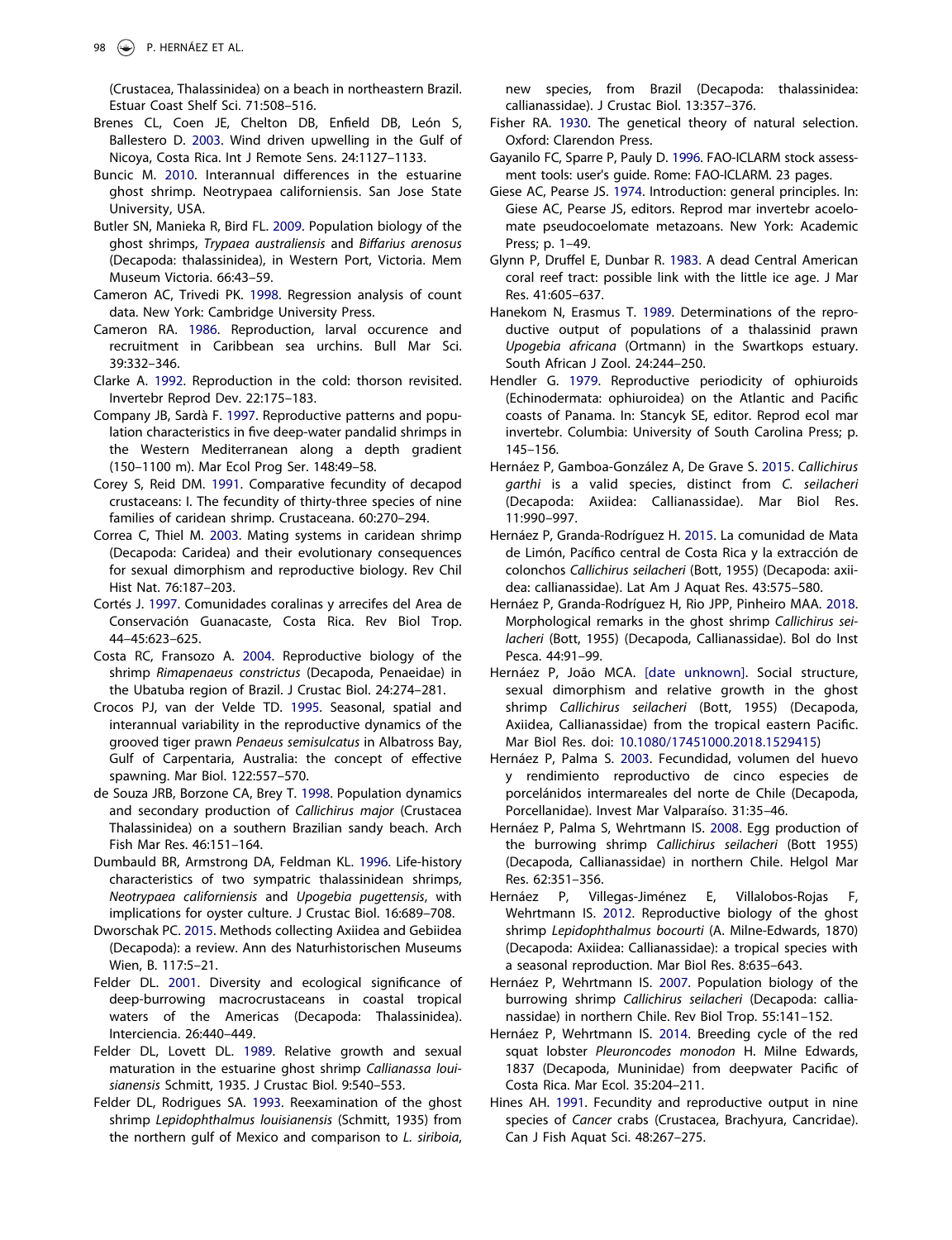(Crustacea, Thalassinidea) on a beach in northeastern Brazil. Estuar Coast Shelf Sci. 71:508–516.

Brenes CL, Coen JE, Chelton DB, Enfield DB, León S, Ballestero D. 2003. Wind driven upwelling in the Gulf of Nicoya, Costa Rica. Int J Remote Sens. 24:1127–1133.

Buncic M. 2010. Interannual differences in the estuarine ghost shrimp. Neotrypaea californiensis. San Jose State University, USA.

Butler SN, Manieka R, Bird FL. 2009. Population biology of the ghost shrimps, *Trypaea australiensis* and *Biffarius arenosus* (Decapoda: thalassinidea), in Western Port, Victoria. Mem Museum Victoria. 66:43–59.

Cameron AC, Trivedi PK. 1998. Regression analysis of count data. New York: Cambridge University Press.

Cameron RA. 1986. Reproduction, larval occurence and recruitment in Caribbean sea urchins. Bull Mar Sci. 39:332–346.

Clarke A. 1992. Reproduction in the cold: thorson revisited. Invertebr Reprod Dev. 22:175–183.

Company JB, Sardà F. 1997. Reproductive patterns and population characteristics in five deep-water pandalid shrimps in the Western Mediterranean along a depth gradient (150–1100 m). Mar Ecol Prog Ser. 148:49–58.

Corey S, Reid DM. 1991. Comparative fecundity of decapod crustaceans: I. The fecundity of thirty-three species of nine families of caridean shrimp. Crustaceana. 60:270–294.

Correa C, Thiel M. 2003. Mating systems in caridean shrimp (Decapoda: Caridea) and their evolutionary consequences for sexual dimorphism and reproductive biology. Rev Chil Hist Nat. 76:187–203.

Cortés J. 1997. Comunidades coralinas y arrecifes del Area de Conservación Guanacaste, Costa Rica. Rev Biol Trop. 44–45:623–625.

Costa RC, Fransozo A. 2004. Reproductive biology of the shrimp *Rimapenaeus constrictus* (Decapoda, Penaeidae) in the Ubatuba region of Brazil. J Crustac Biol. 24:274–281.

Crocos PJ, van der Velde TD. 1995. Seasonal, spatial and interannual variability in the reproductive dynamics of the grooved tiger prawn *Penaeus semisulcatus* in Albatross Bay, Gulf of Carpentaria, Australia: the concept of effective spawning. Mar Biol. 122:557–570.

de Souza JRB, Borzone CA, Brey T. 1998. Population dynamics and secondary production of *Callichirus major* (Crustacea Thalassinidea) on a southern Brazilian sandy beach. Arch Fish Mar Res. 46:151–164.

Dumbauld BR, Armstrong DA, Feldman KL. 1996. Life-history characteristics of two sympatric thalassinidean shrimps, *Neotrypaea californiensis* and *Upogebia pugettensis*, with implications for oyster culture. J Crustac Biol. 16:689–708.

Dworschak PC. 2015. Methods collecting Axiidea and Gebiidea (Decapoda): a review. Ann des Naturhistorischen Museums Wien, B. 117:5–21.

Felder DL. 2001. Diversity and ecological significance of deep-burrowing macrocrustaceans in coastal tropical waters of the Americas (Decapoda: Thalassinidea). Interciencia. 26:440–449.

Felder DL, Lovett DL. 1989. Relative growth and sexual maturation in the estuarine ghost shrimp *Callianassa louisianensis* Schmitt, 1935. J Crustac Biol. 9:540–553.

Felder DL, Rodrigues SA. 1993. Reexamination of the ghost shrimp *Lepidophthalmus louisianensis* (Schmitt, 1935) from the northern gulf of Mexico and comparison to *L. siriboia*, new species, from Brazil (Decapoda: thalassinidea: callianassidae). J Crustac Biol. 13:357–376.

Fisher RA. 1930. The genetical theory of natural selection. Oxford: Clarendon Press.

Gayanilo FC, Sparre P, Pauly D. 1996. FAO-ICLARM stock assessment tools: user's guide. Rome: FAO-ICLARM. 23 pages.

Giese AC, Pearse JS. 1974. Introduction: general principles. In: Giese AC, Pearse JS, editors. Reprod mar invertebr acoelomate pseudocoelomate metazoans. New York: Academic Press; p. 1–49.

Glynn P, Druffel E, Dunbar R. 1983. A dead Central American coral reef tract: possible link with the little ice age. J Mar Res. 41:605–637.

Hanekom N, Erasmus T. 1989. Determinations of the reproductive output of populations of a thalassinid prawn *Upogebia africana* (Ortmann) in the Swartkops estuary. South African J Zool. 24:244–250.

Hendler G. 1979. Reproductive periodicity of ophiuroids (Echinodermata: ophiuroidea) on the Atlantic and Pacific coasts of Panama. In: Stancyk SE, editor. Reprod ecol mar invertebr. Columbia: University of South Carolina Press; p. 145–156.

Hernáez P, Gamboa-González A, De Grave S. 2015. *Callichirus garthi* is a valid species, distinct from *C. seilacheri* (Decapoda: Axiidea: Callianassidae). Mar Biol Res. 11:990–997.

Hernáez P, Granda-Rodríguez H. 2015. La comunidad de Mata de Limón, Pacífico central de Costa Rica y la extracción de colonchos *Callichirus seilacheri* (Bott, 1955) (Decapoda: axiidea: callianassidae). Lat Am J Aquat Res. 43:575–580.

Hernáez P, Granda-Rodríguez H, Rio JPP, Pinheiro MAA. 2018. Morphological remarks in the ghost shrimp *Callichirus seilacheri* (Bott, 1955) (Decapoda, Callianassidae). Bol do Inst Pesca. 44:91–99.

Hernáez P, João MCA. [date unknown]. Social structure, sexual dimorphism and relative growth in the ghost shrimp *Callichirus seilacheri* (Bott, 1955) (Decapoda, Axiidea, Callianassidae) from the tropical eastern Pacific. Mar Biol Res. doi: 10.1080/17451000.2018.1529415)

Hernáez P, Palma S. 2003. Fecundidad, volumen del huevo y rendimiento reproductivo de cinco especies de porcelánidos intermareales del norte de Chile (Decapoda, Porcellanidae). Invest Mar Valparaíso. 31:35–46.

Hernáez P, Palma S, Wehrtmann IS. 2008. Egg production of the burrowing shrimp *Callichirus seilacheri* (Bott 1955) (Decapoda, Callianassidae) in northern Chile. Helgol Mar Res. 62:351–356.

Hernáez P, Villegas-Jiménez E, Villalobos-Rojas F, Wehrtmann IS. 2012. Reproductive biology of the ghost shrimp *Lepidophthalmus bocourti* (A. Milne-Edwards, 1870) (Decapoda: Axiidea: Callianassidae): a tropical species with a seasonal reproduction. Mar Biol Res. 8:635–643.

Hernáez P, Wehrtmann IS. 2007. Population biology of the burrowing shrimp *Callichirus seilacheri* (Decapoda: callianassidae) in northern Chile. Rev Biol Trop. 55:141–152.

Hernáez P, Wehrtmann IS. 2014. Breeding cycle of the red squat lobster *Pleuroncodes monodon* H. Milne Edwards, 1837 (Decapoda, Munididae) from deepwater Pacific of Costa Rica. Mar Ecol. 35:204–211.

Hines AH. 1991. Fecundity and reproductive output in nine species of *Cancer* crabs (Crustacea, Brachyura, Cancridae). Can J Fish Aquat Sci. 48:267–275.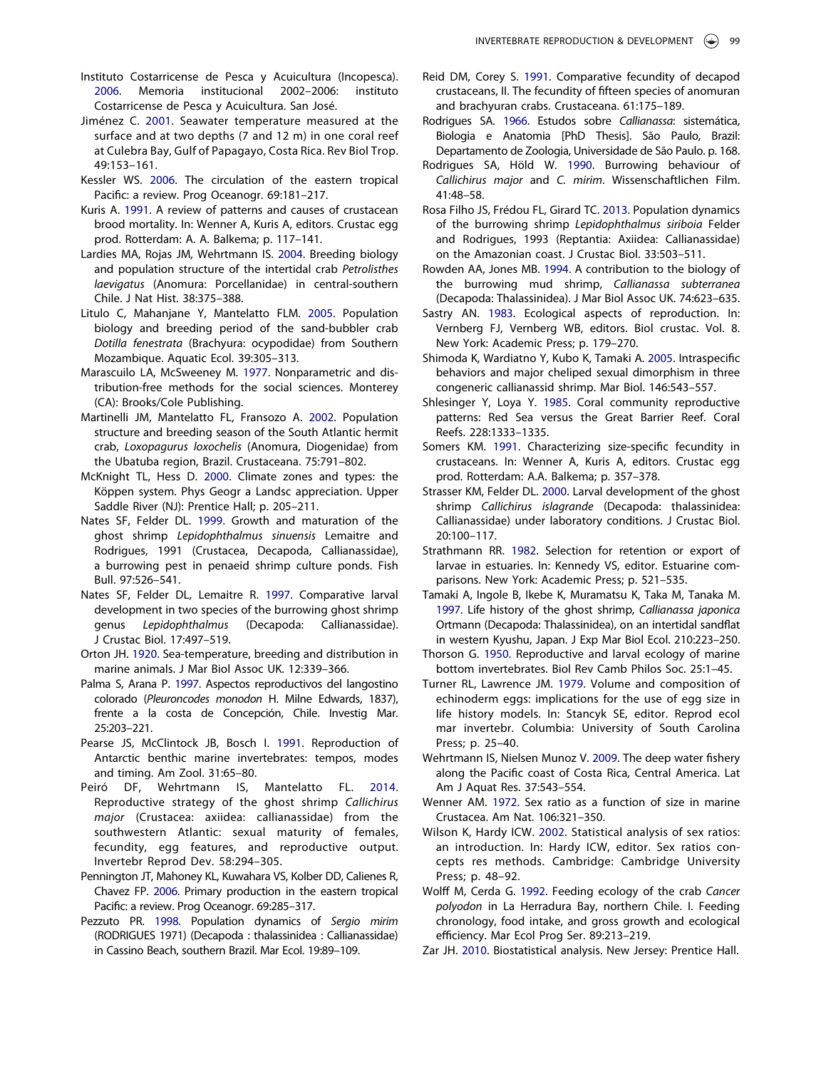Instituto Costarricense de Pesca y Acuicultura (Incopesca). 2006. Memoria institucional 2002–2006: instituto Costarricense de Pesca y Acuicultura. San José.

Jiménez C. 2001. Seawater temperature measured at the surface and at two depths (7 and 12 m) in one coral reef at Culebra Bay, Gulf of Papagayo, Costa Rica. Rev Biol Trop. 49:153–161.

Kessler WS. 2006. The circulation of the eastern tropical Pacific: a review. Prog Oceanogr. 69:181–217.

Kuris A. 1991. A review of patterns and causes of crustacean brood mortality. In: Wenner A, Kuris A, editors. Crustac egg prod. Rotterdam: A. A. Balkema; p. 117–141.

Lardies MA, Rojas JM, Wehrtmann IS. 2004. Breeding biology and population structure of the intertidal crab *Petrolisthes laevigatus* (Anomura: Porcellanidae) in central-southern Chile. J Nat Hist. 38:375–388.

Litulo C, Mahanjane Y, Mantelatto FLM. 2005. Population biology and breeding period of the sand-bubbler crab *Dotilla fenestrata* (Brachyura: ocypodidae) from Southern Mozambique. Aquatic Ecol. 39:305–313.

Marascuilo LA, McSweeney M. 1977. Nonparametric and distribution-free methods for the social sciences. Monterey (CA): Brooks/Cole Publishing.

Martinelli JM, Mantelatto FL, Fransozo A. 2002. Population structure and breeding season of the South Atlantic hermit crab, *Loxopagurus loxochelis* (Anomura, Diogenidae) from the Ubatuba region, Brazil. Crustaceana. 75:791–802.

McKnight TL, Hess D. 2000. Climate zones and types: the Köppen system. Phys Geogr a Landsc appreciation. Upper Saddle River (NJ): Prentice Hall; p. 205–211.

Nates SF, Felder DL. 1999. Growth and maturation of the ghost shrimp *Lepidophthalmus sinuensis* Lemaitre and Rodrigues, 1991 (Crustacea, Decapoda, Callianassidae), a burrowing pest in penaeid shrimp culture ponds. Fish Bull. 97:526–541.

Nates SF, Felder DL, Lemaitre R. 1997. Comparative larval development in two species of the burrowing ghost shrimp genus *Lepidophthalmus* (Decapoda: Callianassidae). J Crustac Biol. 17:497–519.

Orton JH. 1920. Sea-temperature, breeding and distribution in marine animals. J Mar Biol Assoc UK. 12:339–366.

Palma S, Arana P. 1997. Aspectos reproductivos del langostino colorado (*Pleuroncodes monodon* H. Milne Edwards, 1837), frente a la costa de Concepción, Chile. Investig Mar. 25:203–221.

Pearse JS, McClintock JB, Bosch I. 1991. Reproduction of Antarctic benthic marine invertebrates: tempos, modes and timing. Am Zool. 31:65–80.

Peiró DF, Wehrtmann IS, Mantelatto FL. 2014. Reproductive strategy of the ghost shrimp *Callichirus major* (Crustacea: axiidea: callianassidae) from the southwestern Atlantic: sexual maturity of females, fecundity, egg features, and reproductive output. Invertebr Reprod Dev. 58:294–305.

Pennington JT, Mahoney KL, Kuwahara VS, Kolber DD, Calienes R, Chavez FP. 2006. Primary production in the eastern tropical Pacific: a review. Prog Oceanogr. 69:285–317.

Pezzuto PR. 1998. Population dynamics of *Sergio mirim* (RODRIGUES 1971) (Decapoda : thalassinidea : Callianassidae) in Cassino Beach, southern Brazil. Mar Ecol. 19:89–109.

Reid DM, Corey S. 1991. Comparative fecundity of decapod crustaceans, II. The fecundity of fifteen species of anomuran and brachyuran crabs. Crustaceana. 61:175–189.

Rodrigues SA. 1966. Estudos sobre *Callianassa*: sistemática, Biologia e Anatomia [PhD Thesis]. São Paulo, Brazil: Departamento de Zoologia, Universidade de São Paulo. p. 168.

Rodrigues SA, Höld W. 1990. Burrowing behaviour of *Callichirus major* and *C. mirim*. Wissenschaftlichen Film. 41:48–58.

Rosa Filho JS, Frédou FL, Girard TC. 2013. Population dynamics of the burrowing shrimp *Lepidophthalmus siriboia* Felder and Rodrigues, 1993 (Reptantia: Axiidea: Callianassidae) on the Amazonian coast. J Crustac Biol. 33:503–511.

Rowden AA, Jones MB. 1994. A contribution to the biology of the burrowing mud shrimp, *Callianassa subterranea* (Decapoda: Thalassinidea). J Mar Biol Assoc UK. 74:623–635.

Sastry AN. 1983. Ecological aspects of reproduction. In: Vernberg FJ, Vernberg WB, editors. Biol crustac. Vol. 8. New York: Academic Press; p. 179–270.

Shimoda K, Wardiatno Y, Kubo K, Tamaki A. 2005. Intraspecific behaviors and major cheliped sexual dimorphism in three congeneric callianassid shrimp. Mar Biol. 146:543–557.

Shlesinger Y, Loya Y. 1985. Coral community reproductive patterns: Red Sea versus the Great Barrier Reef. Coral Reefs. 228:1333–1335.

Somers KM. 1991. Characterizing size-specific fecundity in crustaceans. In: Wenner A, Kuris A, editors. Crustac egg prod. Rotterdam: A.A. Balkema; p. 357–378.

Strasser KM, Felder DL. 2000. Larval development of the ghost shrimp *Callichirus islagrande* (Decapoda: thalassinidea: Callianassidae) under laboratory conditions. J Crustac Biol. 20:100–117.

Strathmann RR. 1982. Selection for retention or export of larvae in estuaries. In: Kennedy VS, editor. Estuarine comparisons. New York: Academic Press; p. 521–535.

Tamaki A, Ingole B, Ikebe K, Muramatsu K, Taka M, Tanaka M. 1997. Life history of the ghost shrimp, *Callianassa japonica* Ortmann (Decapoda: Thalassinidea), on an intertidal sandflat in western Kyushu, Japan. J Exp Mar Biol Ecol. 210:223–250.

Thorson G. 1950. Reproductive and larval ecology of marine bottom invertebrates. Biol Rev Camb Philos Soc. 25:1–45.

Turner RL, Lawrence JM. 1979. Volume and composition of echinoderm eggs: implications for the use of egg size in life history models. In: Stancyk SE, editor. Reprod ecol mar invertebr. Columbia: University of South Carolina Press; p. 25–40.

Wehrtmann IS, Nielsen Munoz V. 2009. The deep water fishery along the Pacific coast of Costa Rica, Central America. Lat Am J Aquat Res. 37:543–554.

Wenner AM. 1972. Sex ratio as a function of size in marine Crustacea. Am Nat. 106:321–350.

Wilson K, Hardy ICW. 2002. Statistical analysis of sex ratios: an introduction. In: Hardy ICW, editor. Sex ratios concepts res methods. Cambridge: Cambridge University Press; p. 48–92.

Wolff M, Cerda G. 1992. Feeding ecology of the crab *Cancer polyodon* in La Herradura Bay, northern Chile. I. Feeding chronology, food intake, and gross growth and ecological efficiency. Mar Ecol Prog Ser. 89:213–219.

Zar JH. 2010. Biostatistical analysis. New Jersey: Prentice Hall.